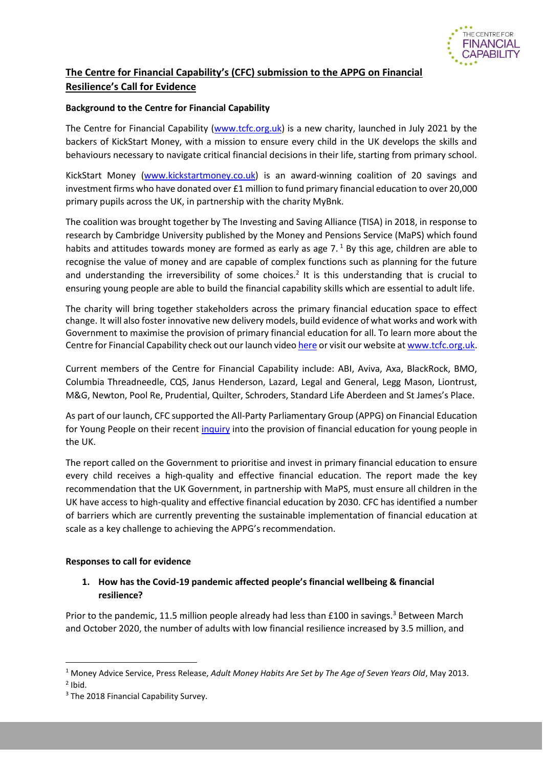**The Centre for Financial Capability's (CFC) submission to the APPG on Financial Resilience's Call for Evidence**

**Background to the Centre for Financial Capability**

The Centre for Financial Capability (www.tcfc.org.uk) is a new charity, launched in July 2021 by the backers of KickStart Money, with a mission to ensure every child in the UK develops the skills and behaviours necessary to navigate critical financial decisions in their life, starting from primary school.

KickStart Money (www.kickstartmoney.co.uk) is an award-winning coalition of 20 savings and investment firms who have donated over £1 million to fund primary financial education to over 20,000 primary pupils across the UK, in partnership with the charity MyBnk.

The coalition was brought together by The Investing and Saving Alliance (TISA) in 2018, in response to research by Cambridge University published by the Money and Pensions Service (MaPS) which found habits and attitudes towards money are formed as early as age 7.[1] By this age, children are able to recognise the value of money and are capable of complex functions such as planning for the future and understanding the irreversibility of some choices.[2] It is this understanding that is crucial to ensuring young people are able to build the financial capability skills which are essential to adult life.

The charity will bring together stakeholders across the primary financial education space to effect change. It will also foster innovative new delivery models, build evidence of what works and work with Government to maximise the provision of primary financial education for all. To learn more about the Centre for Financial Capability check out our launch video here or visit our website at www.tcfc.org.uk.

Current members of the Centre for Financial Capability include: ABI, Aviva, Axa, BlackRock, BMO, Columbia Threadneedle, CQS, Janus Henderson, Lazard, Legal and General, Legg Mason, Liontrust, M&G, Newton, Pool Re, Prudential, Quilter, Schroders, Standard Life Aberdeen and St James's Place.

As part of our launch, CFC supported the All-Party Parliamentary Group (APPG) on Financial Education for Young People on their recent inquiry into the provision of financial education for young people in the UK.

The report called on the Government to prioritise and invest in primary financial education to ensure every child receives a high-quality and effective financial education. The report made the key recommendation that the UK Government, in partnership with MaPS, must ensure all children in the UK have access to high-quality and effective financial education by 2030. CFC has identified a number of barriers which are currently preventing the sustainable implementation of financial education at scale as a key challenge to achieving the APPG's recommendation.

**Responses to call for evidence**

1. **How has the Covid-19 pandemic affected people's financial wellbeing & financial resilience?**

Prior to the pandemic, 11.5 million people already had less than £100 in savings.[3] Between March and October 2020, the number of adults with low financial resilience increased by 3.5 million, and

---

[1] Money Advice Service, Press Release, *Adult Money Habits Are Set by The Age of Seven Years Old*, May 2013.

[2] Ibid.

[3] The 2018 Financial Capability Survey.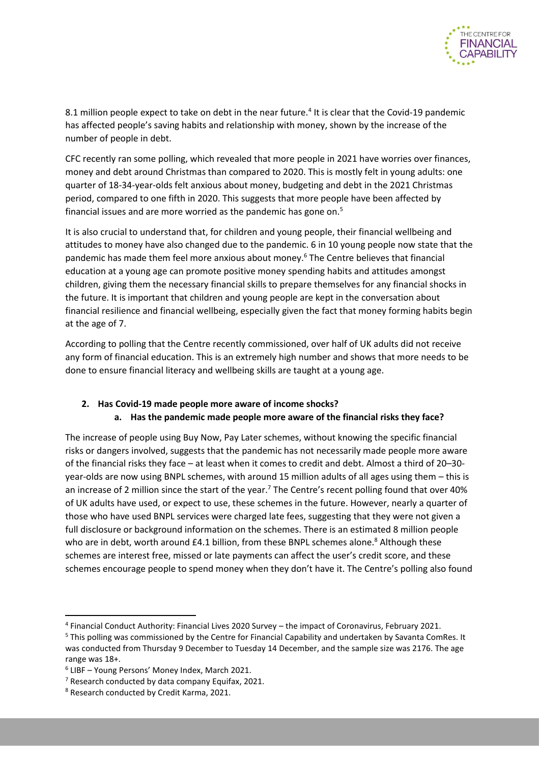8.1 million people expect to take on debt in the near future.[4] It is clear that the Covid-19 pandemic has affected people's saving habits and relationship with money, shown by the increase of the number of people in debt.

CFC recently ran some polling, which revealed that more people in 2021 have worries over finances, money and debt around Christmas than compared to 2020. This is mostly felt in young adults: one quarter of 18-34-year-olds felt anxious about money, budgeting and debt in the 2021 Christmas period, compared to one fifth in 2020. This suggests that more people have been affected by financial issues and are more worried as the pandemic has gone on.[5]

It is also crucial to understand that, for children and young people, their financial wellbeing and attitudes to money have also changed due to the pandemic. 6 in 10 young people now state that the pandemic has made them feel more anxious about money.[6] The Centre believes that financial education at a young age can promote positive money spending habits and attitudes amongst children, giving them the necessary financial skills to prepare themselves for any financial shocks in the future. It is important that children and young people are kept in the conversation about financial resilience and financial wellbeing, especially given the fact that money forming habits begin at the age of 7.

According to polling that the Centre recently commissioned, over half of UK adults did not receive any form of financial education. This is an extremely high number and shows that more needs to be done to ensure financial literacy and wellbeing skills are taught at a young age.

2. **Has Covid-19 made people more aware of income shocks?**
   a. **Has the pandemic made people more aware of the financial risks they face?**

The increase of people using Buy Now, Pay Later schemes, without knowing the specific financial risks or dangers involved, suggests that the pandemic has not necessarily made people more aware of the financial risks they face – at least when it comes to credit and debt. Almost a third of 20–30-year-olds are now using BNPL schemes, with around 15 million adults of all ages using them – this is an increase of 2 million since the start of the year.[7] The Centre's recent polling found that over 40% of UK adults have used, or expect to use, these schemes in the future. However, nearly a quarter of those who have used BNPL services were charged late fees, suggesting that they were not given a full disclosure or background information on the schemes. There is an estimated 8 million people who are in debt, worth around £4.1 billion, from these BNPL schemes alone.[8] Although these schemes are interest free, missed or late payments can affect the user's credit score, and these schemes encourage people to spend money when they don't have it. The Centre's polling also found

---

[4] Financial Conduct Authority: Financial Lives 2020 Survey – the impact of Coronavirus, February 2021.

[5] This polling was commissioned by the Centre for Financial Capability and undertaken by Savanta ComRes. It was conducted from Thursday 9 December to Tuesday 14 December, and the sample size was 2176. The age range was 18+.

[6] LIBF – Young Persons' Money Index, March 2021.

[7] Research conducted by data company Equifax, 2021.

[8] Research conducted by Credit Karma, 2021.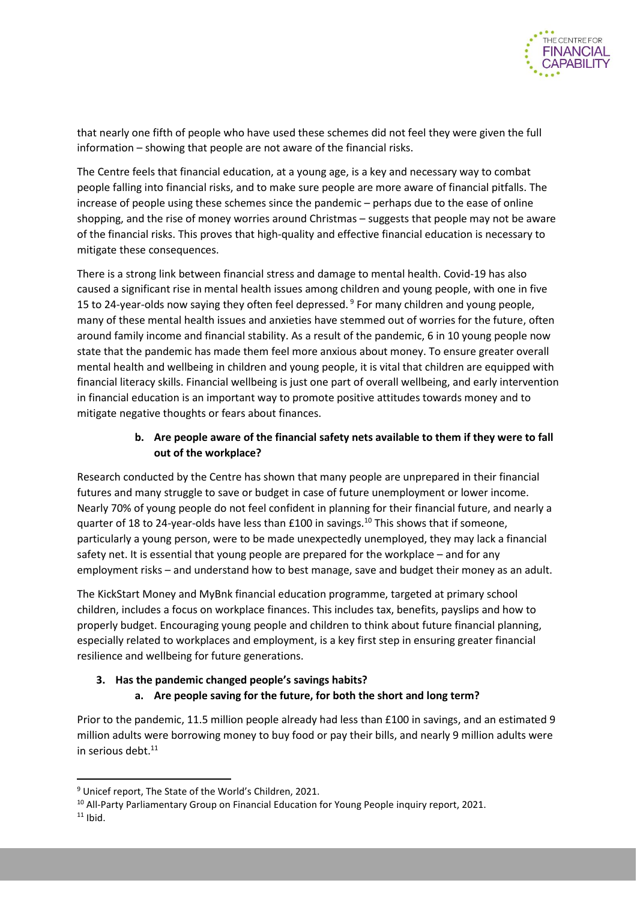that nearly one fifth of people who have used these schemes did not feel they were given the full information – showing that people are not aware of the financial risks.

The Centre feels that financial education, at a young age, is a key and necessary way to combat people falling into financial risks, and to make sure people are more aware of financial pitfalls. The increase of people using these schemes since the pandemic – perhaps due to the ease of online shopping, and the rise of money worries around Christmas – suggests that people may not be aware of the financial risks. This proves that high-quality and effective financial education is necessary to mitigate these consequences.

There is a strong link between financial stress and damage to mental health. Covid-19 has also caused a significant rise in mental health issues among children and young people, with one in five 15 to 24-year-olds now saying they often feel depressed.[9] For many children and young people, many of these mental health issues and anxieties have stemmed out of worries for the future, often around family income and financial stability. As a result of the pandemic, 6 in 10 young people now state that the pandemic has made them feel more anxious about money. To ensure greater overall mental health and wellbeing in children and young people, it is vital that children are equipped with financial literacy skills. Financial wellbeing is just one part of overall wellbeing, and early intervention in financial education is an important way to promote positive attitudes towards money and to mitigate negative thoughts or fears about finances.

**b. Are people aware of the financial safety nets available to them if they were to fall out of the workplace?**

Research conducted by the Centre has shown that many people are unprepared in their financial futures and many struggle to save or budget in case of future unemployment or lower income. Nearly 70% of young people do not feel confident in planning for their financial future, and nearly a quarter of 18 to 24-year-olds have less than £100 in savings.[10] This shows that if someone, particularly a young person, were to be made unexpectedly unemployed, they may lack a financial safety net. It is essential that young people are prepared for the workplace – and for any employment risks – and understand how to best manage, save and budget their money as an adult.

The KickStart Money and MyBnk financial education programme, targeted at primary school children, includes a focus on workplace finances. This includes tax, benefits, payslips and how to properly budget. Encouraging young people and children to think about future financial planning, especially related to workplaces and employment, is a key first step in ensuring greater financial resilience and wellbeing for future generations.

**3. Has the pandemic changed people's savings habits?**

**a. Are people saving for the future, for both the short and long term?**

Prior to the pandemic, 11.5 million people already had less than £100 in savings, and an estimated 9 million adults were borrowing money to buy food or pay their bills, and nearly 9 million adults were in serious debt.[11]

---

[9] Unicef report, The State of the World's Children, 2021.

[10] All-Party Parliamentary Group on Financial Education for Young People inquiry report, 2021.

[11] Ibid.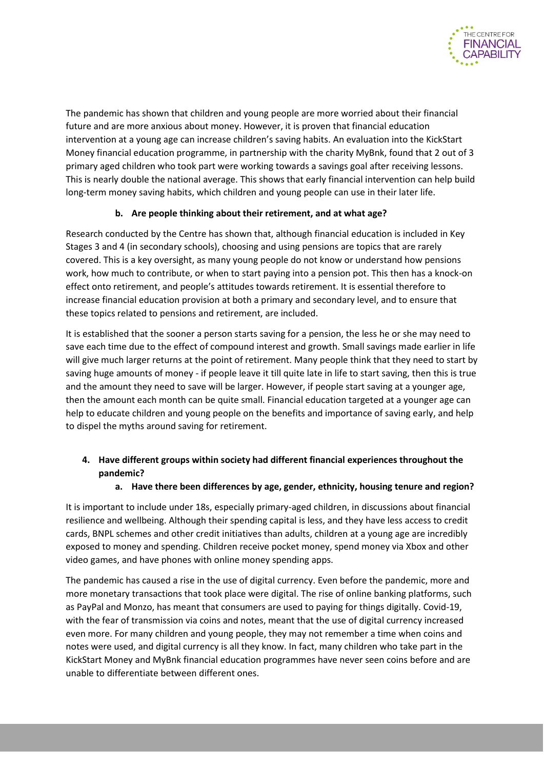The pandemic has shown that children and young people are more worried about their financial future and are more anxious about money. However, it is proven that financial education intervention at a young age can increase children's saving habits. An evaluation into the KickStart Money financial education programme, in partnership with the charity MyBnk, found that 2 out of 3 primary aged children who took part were working towards a savings goal after receiving lessons. This is nearly double the national average. This shows that early financial intervention can help build long-term money saving habits, which children and young people can use in their later life.

**b. Are people thinking about their retirement, and at what age?**

Research conducted by the Centre has shown that, although financial education is included in Key Stages 3 and 4 (in secondary schools), choosing and using pensions are topics that are rarely covered. This is a key oversight, as many young people do not know or understand how pensions work, how much to contribute, or when to start paying into a pension pot. This then has a knock-on effect onto retirement, and people's attitudes towards retirement. It is essential therefore to increase financial education provision at both a primary and secondary level, and to ensure that these topics related to pensions and retirement, are included.

It is established that the sooner a person starts saving for a pension, the less he or she may need to save each time due to the effect of compound interest and growth. Small savings made earlier in life will give much larger returns at the point of retirement. Many people think that they need to start by saving huge amounts of money - if people leave it till quite late in life to start saving, then this is true and the amount they need to save will be larger. However, if people start saving at a younger age, then the amount each month can be quite small. Financial education targeted at a younger age can help to educate children and young people on the benefits and importance of saving early, and help to dispel the myths around saving for retirement.

**4. Have different groups within society had different financial experiences throughout the pandemic?**

**a. Have there been differences by age, gender, ethnicity, housing tenure and region?**

It is important to include under 18s, especially primary-aged children, in discussions about financial resilience and wellbeing. Although their spending capital is less, and they have less access to credit cards, BNPL schemes and other credit initiatives than adults, children at a young age are incredibly exposed to money and spending. Children receive pocket money, spend money via Xbox and other video games, and have phones with online money spending apps.

The pandemic has caused a rise in the use of digital currency. Even before the pandemic, more and more monetary transactions that took place were digital. The rise of online banking platforms, such as PayPal and Monzo, has meant that consumers are used to paying for things digitally. Covid-19, with the fear of transmission via coins and notes, meant that the use of digital currency increased even more. For many children and young people, they may not remember a time when coins and notes were used, and digital currency is all they know. In fact, many children who take part in the KickStart Money and MyBnk financial education programmes have never seen coins before and are unable to differentiate between different ones.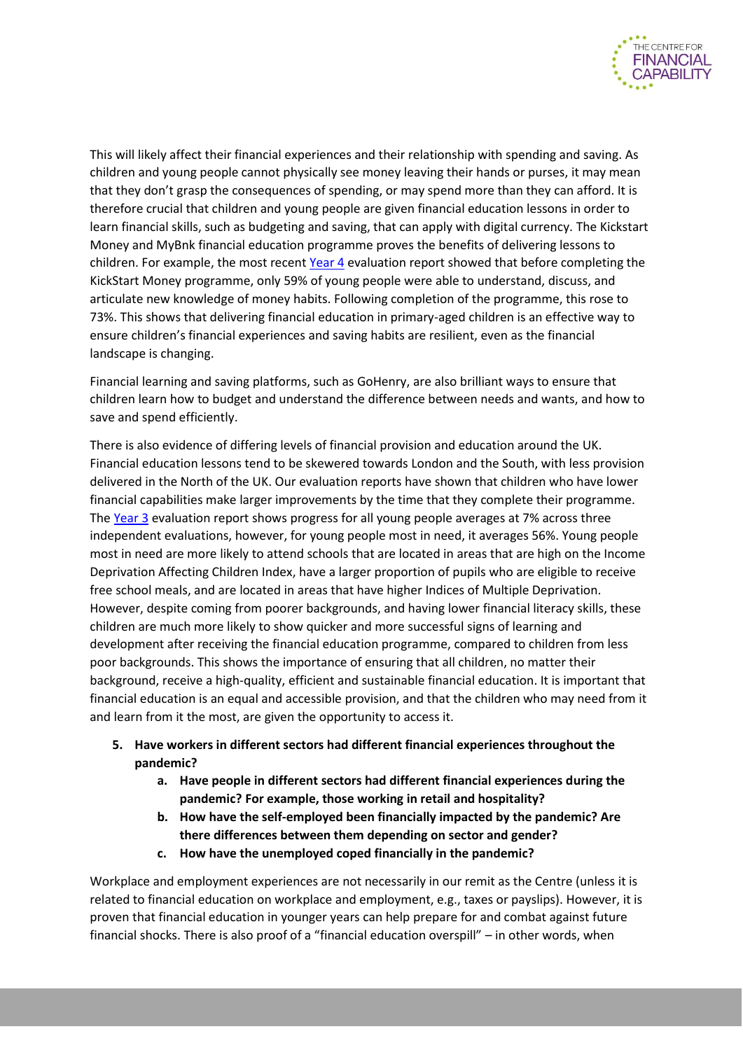This will likely affect their financial experiences and their relationship with spending and saving. As children and young people cannot physically see money leaving their hands or purses, it may mean that they don't grasp the consequences of spending, or may spend more than they can afford. It is therefore crucial that children and young people are given financial education lessons in order to learn financial skills, such as budgeting and saving, that can apply with digital currency. The Kickstart Money and MyBnk financial education programme proves the benefits of delivering lessons to children. For example, the most recent [Year 4] evaluation report showed that before completing the KickStart Money programme, only 59% of young people were able to understand, discuss, and articulate new knowledge of money habits. Following completion of the programme, this rose to 73%. This shows that delivering financial education in primary-aged children is an effective way to ensure children's financial experiences and saving habits are resilient, even as the financial landscape is changing.

Financial learning and saving platforms, such as GoHenry, are also brilliant ways to ensure that children learn how to budget and understand the difference between needs and wants, and how to save and spend efficiently.

There is also evidence of differing levels of financial provision and education around the UK. Financial education lessons tend to be skewered towards London and the South, with less provision delivered in the North of the UK. Our evaluation reports have shown that children who have lower financial capabilities make larger improvements by the time that they complete their programme. The [Year 3] evaluation report shows progress for all young people averages at 7% across three independent evaluations, however, for young people most in need, it averages 56%. Young people most in need are more likely to attend schools that are located in areas that are high on the Income Deprivation Affecting Children Index, have a larger proportion of pupils who are eligible to receive free school meals, and are located in areas that have higher Indices of Multiple Deprivation. However, despite coming from poorer backgrounds, and having lower financial literacy skills, these children are much more likely to show quicker and more successful signs of learning and development after receiving the financial education programme, compared to children from less poor backgrounds. This shows the importance of ensuring that all children, no matter their background, receive a high-quality, efficient and sustainable financial education. It is important that financial education is an equal and accessible provision, and that the children who may need from it and learn from it the most, are given the opportunity to access it.

5. **Have workers in different sectors had different financial experiences throughout the pandemic?**
    a. **Have people in different sectors had different financial experiences during the pandemic? For example, those working in retail and hospitality?**
    b. **How have the self-employed been financially impacted by the pandemic? Are there differences between them depending on sector and gender?**
    c. **How have the unemployed coped financially in the pandemic?**

Workplace and employment experiences are not necessarily in our remit as the Centre (unless it is related to financial education on workplace and employment, e.g., taxes or payslips). However, it is proven that financial education in younger years can help prepare for and combat against future financial shocks. There is also proof of a "financial education overspill" – in other words, when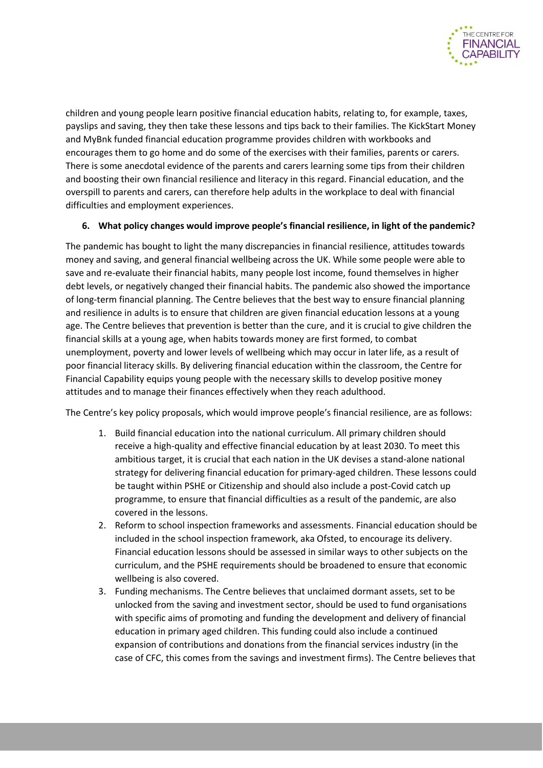children and young people learn positive financial education habits, relating to, for example, taxes, payslips and saving, they then take these lessons and tips back to their families. The KickStart Money and MyBnk funded financial education programme provides children with workbooks and encourages them to go home and do some of the exercises with their families, parents or carers. There is some anecdotal evidence of the parents and carers learning some tips from their children and boosting their own financial resilience and literacy in this regard. Financial education, and the overspill to parents and carers, can therefore help adults in the workplace to deal with financial difficulties and employment experiences.

**6. What policy changes would improve people's financial resilience, in light of the pandemic?**

The pandemic has bought to light the many discrepancies in financial resilience, attitudes towards money and saving, and general financial wellbeing across the UK. While some people were able to save and re-evaluate their financial habits, many people lost income, found themselves in higher debt levels, or negatively changed their financial habits. The pandemic also showed the importance of long-term financial planning. The Centre believes that the best way to ensure financial planning and resilience in adults is to ensure that children are given financial education lessons at a young age. The Centre believes that prevention is better than the cure, and it is crucial to give children the financial skills at a young age, when habits towards money are first formed, to combat unemployment, poverty and lower levels of wellbeing which may occur in later life, as a result of poor financial literacy skills. By delivering financial education within the classroom, the Centre for Financial Capability equips young people with the necessary skills to develop positive money attitudes and to manage their finances effectively when they reach adulthood.

The Centre's key policy proposals, which would improve people's financial resilience, are as follows:

1. Build financial education into the national curriculum. All primary children should receive a high-quality and effective financial education by at least 2030. To meet this ambitious target, it is crucial that each nation in the UK devises a stand-alone national strategy for delivering financial education for primary-aged children. These lessons could be taught within PSHE or Citizenship and should also include a post-Covid catch up programme, to ensure that financial difficulties as a result of the pandemic, are also covered in the lessons.
2. Reform to school inspection frameworks and assessments. Financial education should be included in the school inspection framework, aka Ofsted, to encourage its delivery. Financial education lessons should be assessed in similar ways to other subjects on the curriculum, and the PSHE requirements should be broadened to ensure that economic wellbeing is also covered.
3. Funding mechanisms. The Centre believes that unclaimed dormant assets, set to be unlocked from the saving and investment sector, should be used to fund organisations with specific aims of promoting and funding the development and delivery of financial education in primary aged children. This funding could also include a continued expansion of contributions and donations from the financial services industry (in the case of CFC, this comes from the savings and investment firms). The Centre believes that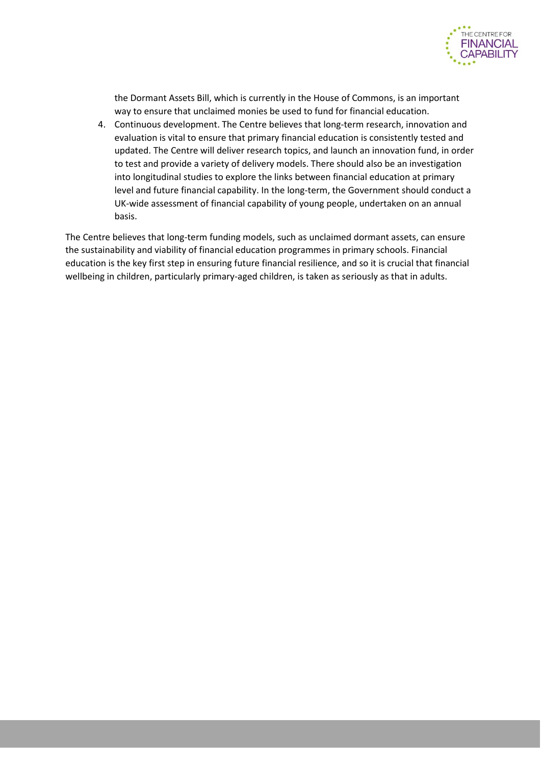the Dormant Assets Bill, which is currently in the House of Commons, is an important way to ensure that unclaimed monies be used to fund for financial education.

4. Continuous development. The Centre believes that long-term research, innovation and evaluation is vital to ensure that primary financial education is consistently tested and updated. The Centre will deliver research topics, and launch an innovation fund, in order to test and provide a variety of delivery models. There should also be an investigation into longitudinal studies to explore the links between financial education at primary level and future financial capability. In the long-term, the Government should conduct a UK-wide assessment of financial capability of young people, undertaken on an annual basis.

The Centre believes that long-term funding models, such as unclaimed dormant assets, can ensure the sustainability and viability of financial education programmes in primary schools. Financial education is the key first step in ensuring future financial resilience, and so it is crucial that financial wellbeing in children, particularly primary-aged children, is taken as seriously as that in adults.